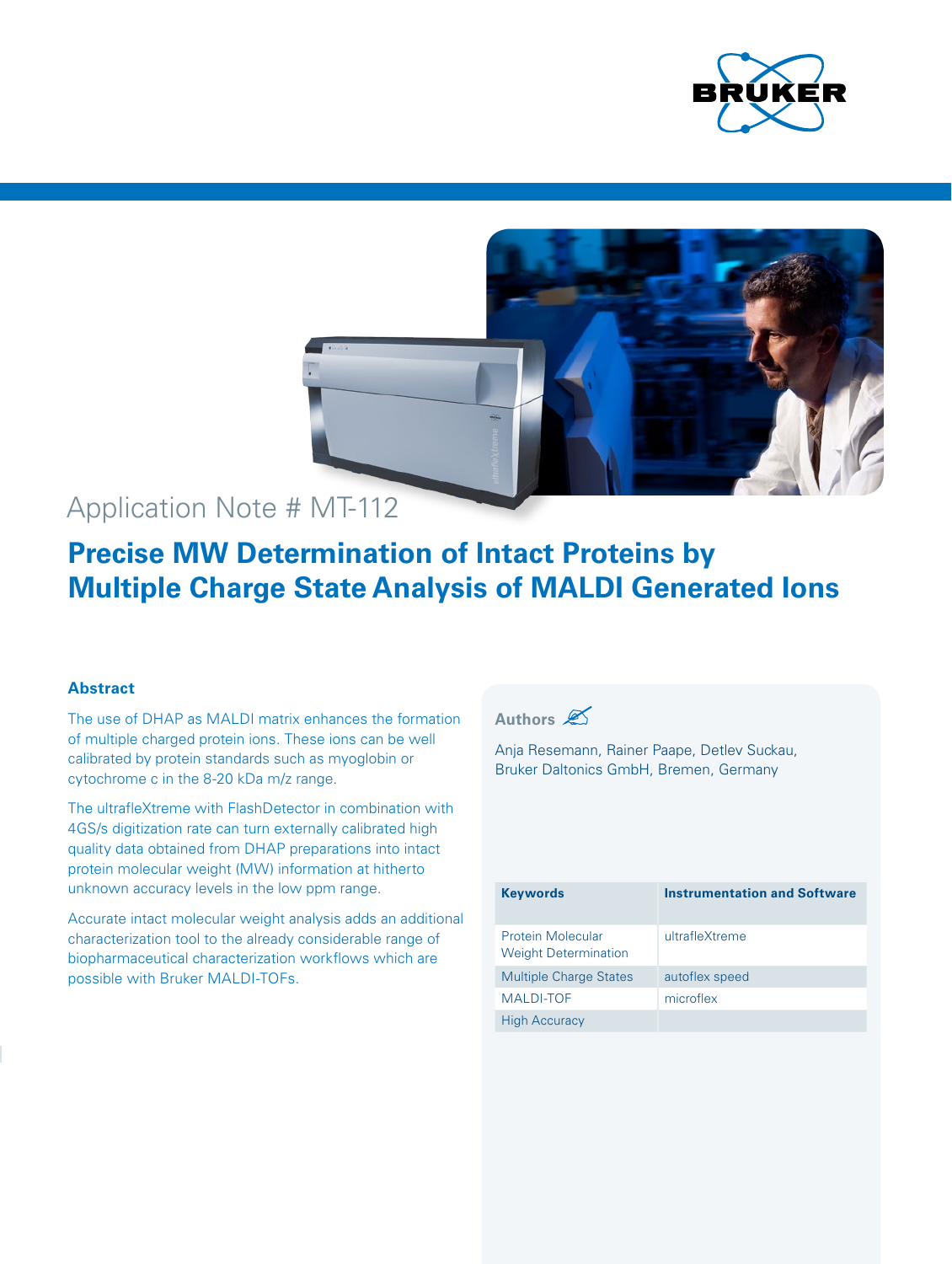Application Note # MT-112

# Precise MW Determination of Intact Proteins by Multiple Charge State Analysis of MALDI Generated Ions

## Abstract

The use of DHAP as MALDI matrix enhances the formation of multiple charged protein ions. These ions can be well calibrated by protein standards such as myoglobin or cytochrome c in the 8-20 kDa m/z range.

The ultrafleXtreme with FlashDetector in combination with 4GS/s digitization rate can turn externally calibrated high quality data obtained from DHAP preparations into intact protein molecular weight (MW) information at hitherto unknown accuracy levels in the low ppm range.

Accurate intact molecular weight analysis adds an additional characterization tool to the already considerable range of biopharmaceutical characterization workflows which are possible with Bruker MALDI-TOFs.

**Authors**

Anja Resemann, Rainer Paape, Detlev Suckau, Bruker Daltonics GmbH, Bremen, Germany

| Keywords | Instrumentation and Software |
|---|---|
| Protein Molecular Weight Determination | ultrafleXtreme |
| Multiple Charge States | autoflex speed |
| MALDI-TOF | microflex |
| High Accuracy | |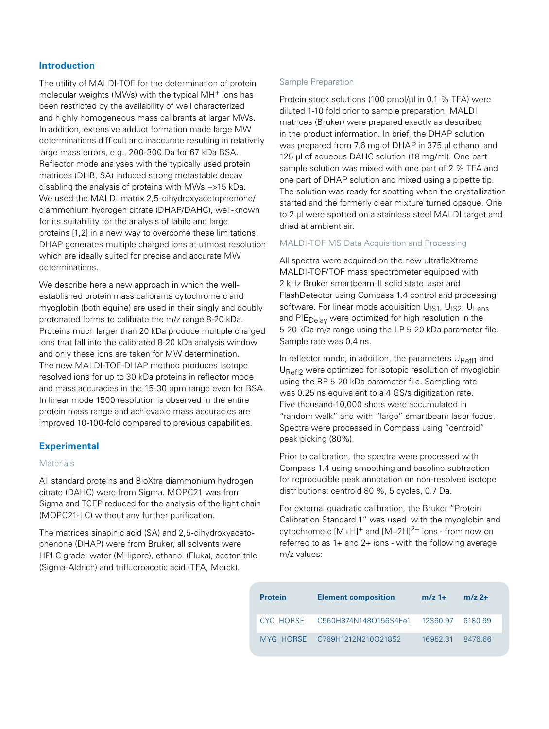## Introduction

The utility of MALDI-TOF for the determination of protein molecular weights (MWs) with the typical $MH^+$ ions has been restricted by the availability of well characterized and highly homogeneous mass calibrants at larger MWs. In addition, extensive adduct formation made large MW determinations difficult and inaccurate resulting in relatively large mass errors, e.g., 200-300 Da for 67 kDa BSA. Reflector mode analyses with the typically used protein matrices (DHB, SA) induced strong metastable decay disabling the analysis of proteins with MWs ~>15 kDa. We used the MALDI matrix 2,5-dihydroxyacetophenone/diammonium hydrogen citrate (DHAP/DAHC), well-known for its suitability for the analysis of labile and large proteins [1,2] in a new way to overcome these limitations. DHAP generates multiple charged ions at utmost resolution which are ideally suited for precise and accurate MW determinations.

We describe here a new approach in which the well-established protein mass calibrants cytochrome c and myoglobin (both equine) are used in their singly and doubly protonated forms to calibrate the m/z range 8-20 kDa. Proteins much larger than 20 kDa produce multiple charged ions that fall into the calibrated 8-20 kDa analysis window and only these ions are taken for MW determination. The new MALDI-TOF-DHAP method produces isotope resolved ions for up to 30 kDa proteins in reflector mode and mass accuracies in the 15-30 ppm range even for BSA. In linear mode 1500 resolution is observed in the entire protein mass range and achievable mass accuracies are improved 10-100-fold compared to previous capabilities.

## Experimental

### Materials

All standard proteins and BioXtra diammonium hydrogen citrate (DAHC) were from Sigma. MOPC21 was from Sigma and TCEP reduced for the analysis of the light chain (MOPC21-LC) without any further purification.

The matrices sinapinic acid (SA) and 2,5-dihydroxyaceto-phenone (DHAP) were from Bruker, all solvents were HPLC grade: water (Millipore), ethanol (Fluka), acetonitrile (Sigma-Aldrich) and trifluoroacetic acid (TFA, Merck).

### Sample Preparation

Protein stock solutions (100 pmol/µl in 0.1 % TFA) were diluted 1-10 fold prior to sample preparation. MALDI matrices (Bruker) were prepared exactly as described in the product information. In brief, the DHAP solution was prepared from 7.6 mg of DHAP in 375 µl ethanol and 125 µl of aqueous DAHC solution (18 mg/ml). One part sample solution was mixed with one part of 2 % TFA and one part of DHAP solution and mixed using a pipette tip. The solution was ready for spotting when the crystallization started and the formerly clear mixture turned opaque. One to 2 µl were spotted on a stainless steel MALDI target and dried at ambient air.

### MALDI-TOF MS Data Acquisition and Processing

All spectra were acquired on the new ultrafleXtreme MALDI-TOF/TOF mass spectrometer equipped with 2 kHz Bruker smartbeam-II solid state laser and FlashDetector using Compass 1.4 control and processing software. For linear mode acquisition $U_{IS1}$, $U_{IS2}$, $U_{Lens}$ and $PIE_{Delay}$ were optimized for high resolution in the 5-20 kDa m/z range using the LP 5-20 kDa parameter file. Sample rate was 0.4 ns.

In reflector mode, in addition, the parameters $U_{Refl1}$ and $U_{Refl2}$ were optimized for isotopic resolution of myoglobin using the RP 5-20 kDa parameter file. Sampling rate was 0.25 ns equivalent to a 4 GS/s digitization rate. Five thousand-10,000 shots were accumulated in "random walk" and with "large" smartbeam laser focus. Spectra were processed in Compass using "centroid" peak picking (80%).

Prior to calibration, the spectra were processed with Compass 1.4 using smoothing and baseline subtraction for reproducible peak annotation on non-resolved isotope distributions: centroid 80 %, 5 cycles, 0.7 Da.

For external quadratic calibration, the Bruker "Protein Calibration Standard 1" was used with the myoglobin and cytochrome c $[M+H]^+$ and $[M+2H]^{2+}$ ions - from now on referred to as 1+ and 2+ ions - with the following average m/z values:

| Protein | Element composition | m/z 1+ | m/z 2+ |
|---|---|---|---|
| CYC_HORSE | $C_{560}H_{874}N_{148}O_{156}S_4Fe_1$ | 12360.97 | 6180.99 |
| MYG_HORSE | $C_{769}H_{1212}N_{210}O_{218}S_2$ | 16952.31 | 8476.66 |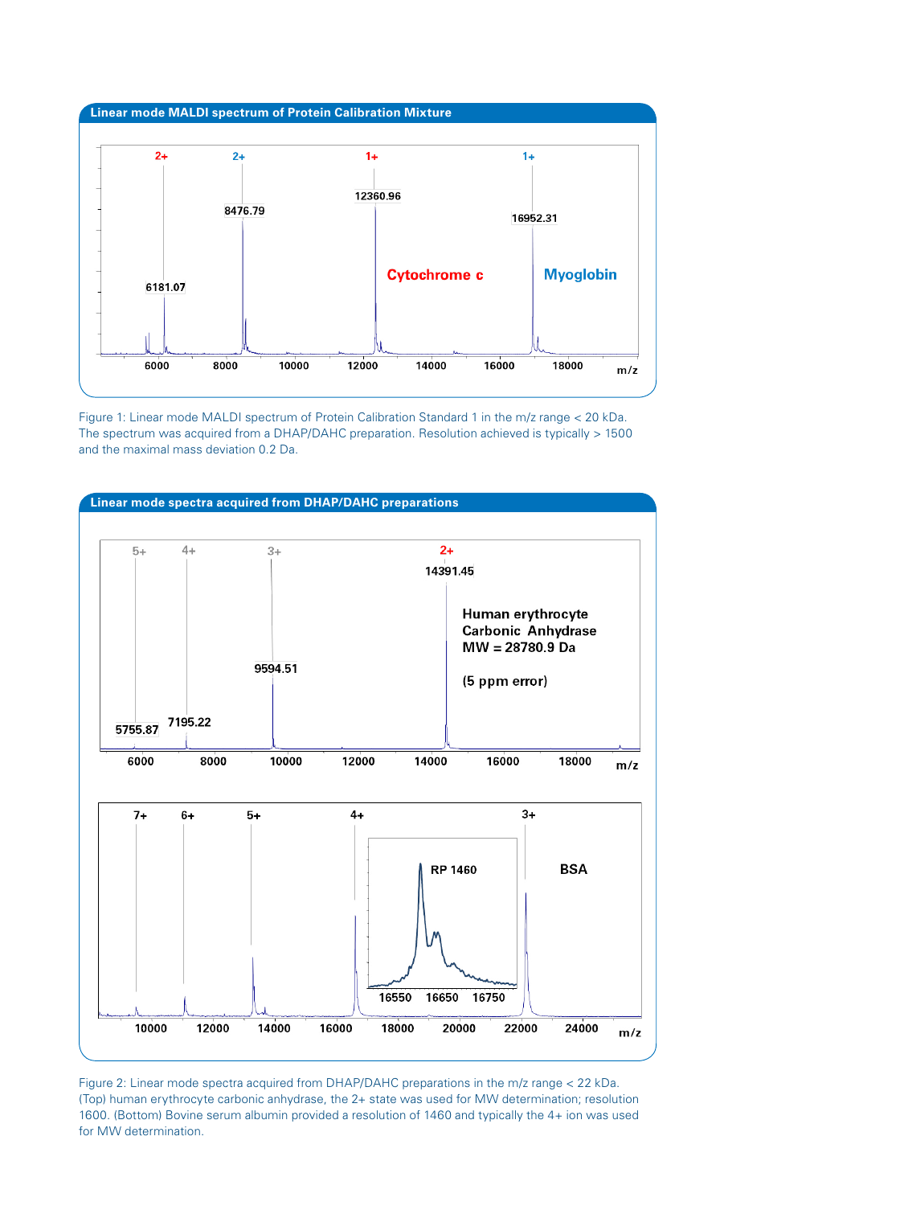**Linear mode MALDI spectrum of Protein Calibration Mixture**

Figure 1: Linear mode MALDI spectrum of Protein Calibration Standard 1 in the m/z range < 20 kDa. The spectrum was acquired from a DHAP/DAHC preparation. Resolution achieved is typically > 1500 and the maximal mass deviation 0.2 Da.

**Linear mode spectra acquired from DHAP/DAHC preparations**

Figure 2: Linear mode spectra acquired from DHAP/DAHC preparations in the m/z range < 22 kDa. (Top) human erythrocyte carbonic anhydrase, the 2+ state was used for MW determination; resolution 1600. (Bottom) Bovine serum albumin provided a resolution of 1460 and typically the 4+ ion was used for MW determination.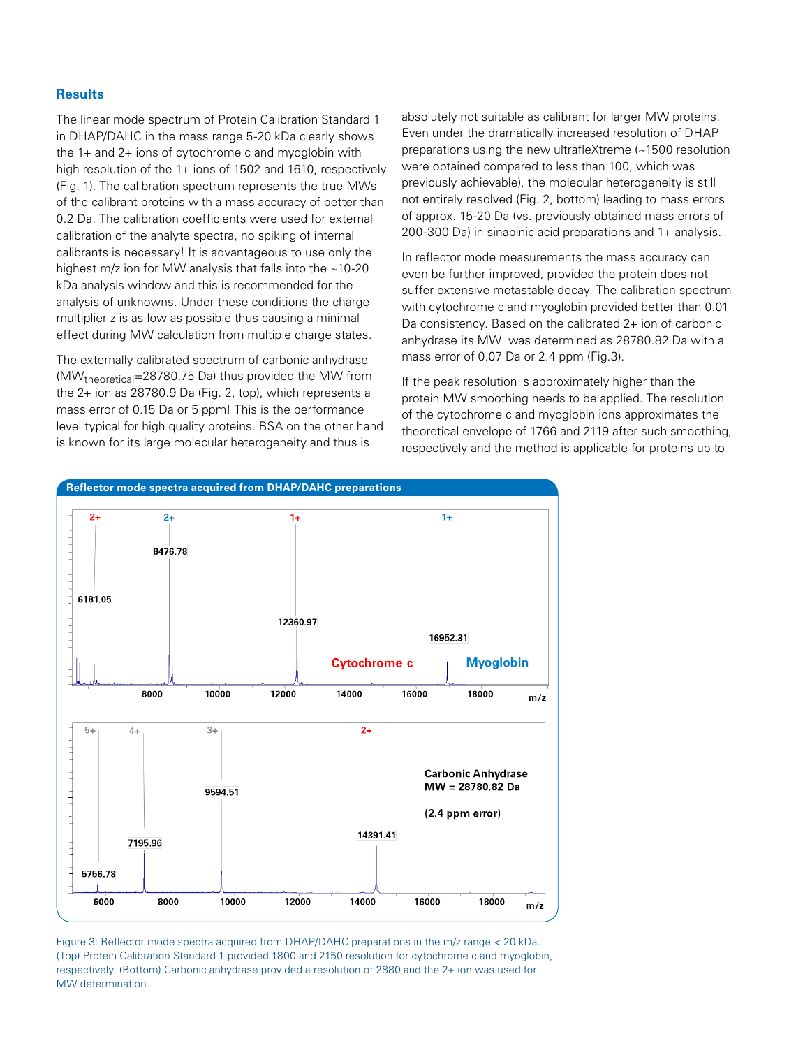## Results

The linear mode spectrum of Protein Calibration Standard 1 in DHAP/DAHC in the mass range 5-20 kDa clearly shows the 1+ and 2+ ions of cytochrome c and myoglobin with high resolution of the 1+ ions of 1502 and 1610, respectively (Fig. 1). The calibration spectrum represents the true MWs of the calibrant proteins with a mass accuracy of better than 0.2 Da. The calibration coefficients were used for external calibration of the analyte spectra, no spiking of internal calibrants is necessary! It is advantageous to use only the highest m/z ion for MW analysis that falls into the ~10-20 kDa analysis window and this is recommended for the analysis of unknowns. Under these conditions the charge multiplier z is as low as possible thus causing a minimal effect during MW calculation from multiple charge states.

The externally calibrated spectrum of carbonic anhydrase ($MW_{theoretical}$=28780.75 Da) thus provided the MW from the 2+ ion as 28780.9 Da (Fig. 2, top), which represents a mass error of 0.15 Da or 5 ppm! This is the performance level typical for high quality proteins. BSA on the other hand is known for its large molecular heterogeneity and thus is absolutely not suitable as calibrant for larger MW proteins. Even under the dramatically increased resolution of DHAP preparations using the new ultrafleXtreme (~1500 resolution were obtained compared to less than 100, which was previously achievable), the molecular heterogeneity is still not entirely resolved (Fig. 2, bottom) leading to mass errors of approx. 15-20 Da (vs. previously obtained mass errors of 200-300 Da) in sinapinic acid preparations and 1+ analysis.

In reflector mode measurements the mass accuracy can even be further improved, provided the protein does not suffer extensive metastable decay. The calibration spectrum with cytochrome c and myoglobin provided better than 0.01 Da consistency. Based on the calibrated 2+ ion of carbonic anhydrase its MW was determined as 28780.82 Da with a mass error of 0.07 Da or 2.4 ppm (Fig.3).

If the peak resolution is approximately higher than the protein MW smoothing needs to be applied. The resolution of the cytochrome c and myoglobin ions approximates the theoretical envelope of 1766 and 2119 after such smoothing, respectively and the method is applicable for proteins up to

**Reflector mode spectra acquired from DHAP/DAHC preparations**

Figure 3: Reflector mode spectra acquired from DHAP/DAHC preparations in the m/z range < 20 kDa. (Top) Protein Calibration Standard 1 provided 1800 and 2150 resolution for cytochrome c and myoglobin, respectively. (Bottom) Carbonic anhydrase provided a resolution of 2880 and the 2+ ion was used for MW determination.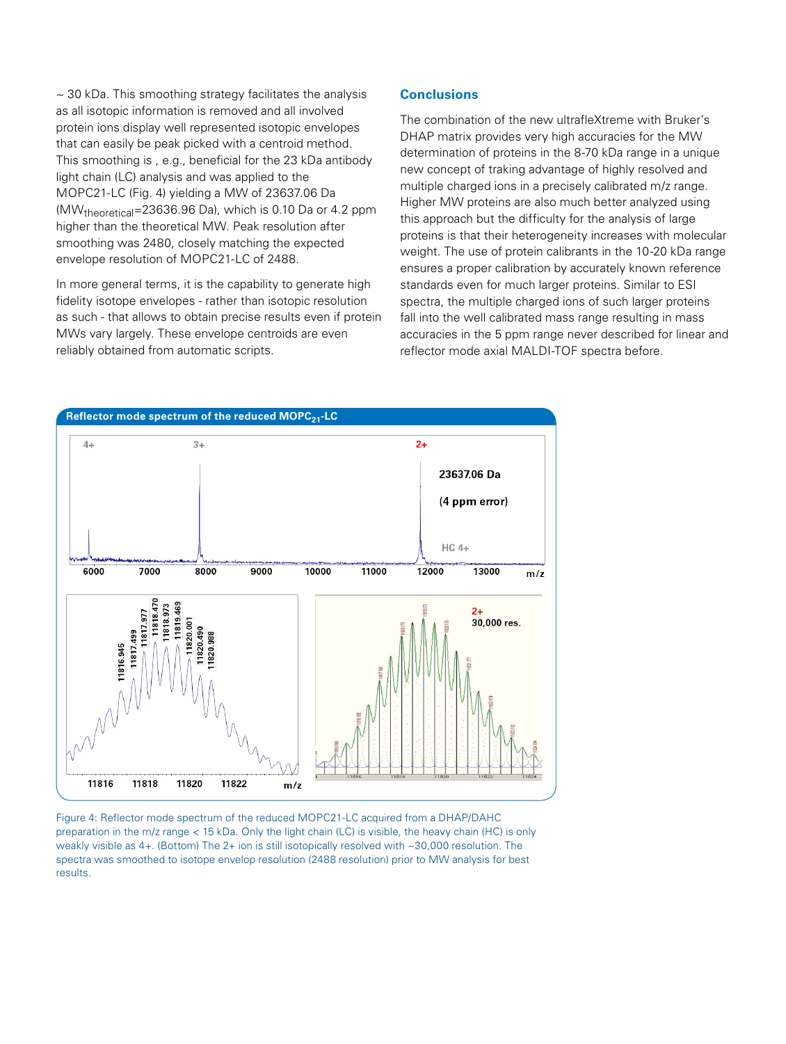~ 30 kDa. This smoothing strategy facilitates the analysis as all isotopic information is removed and all involved protein ions display well represented isotopic envelopes that can easily be peak picked with a centroid method. This smoothing is , e.g., beneficial for the 23 kDa antibody light chain (LC) analysis and was applied to the MOPC21-LC (Fig. 4) yielding a MW of 23637.06 Da ($MW_{theoretical}$=23636.96 Da), which is 0.10 Da or 4.2 ppm higher than the theoretical MW. Peak resolution after smoothing was 2480, closely matching the expected envelope resolution of MOPC21-LC of 2488.

In more general terms, it is the capability to generate high fidelity isotope envelopes - rather than isotopic resolution as such - that allows to obtain precise results even if protein MWs vary largely. These envelope centroids are even reliably obtained from automatic scripts.

## Conclusions

The combination of the new ultrafleXtreme with Bruker's DHAP matrix provides very high accuracies for the MW determination of proteins in the 8-70 kDa range in a unique new concept of traking advantage of highly resolved and multiple charged ions in a precisely calibrated m/z range. Higher MW proteins are also much better analyzed using this approach but the difficulty for the analysis of large proteins is that their heterogeneity increases with molecular weight. The use of protein calibrants in the 10-20 kDa range ensures a proper calibration by accurately known reference standards even for much larger proteins. Similar to ESI spectra, the multiple charged ions of such larger proteins fall into the well calibrated mass range resulting in mass accuracies in the 5 ppm range never described for linear and reflector mode axial MALDI-TOF spectra before.

**Reflector mode spectrum of the reduced $MOPC_{21}$-LC**

Figure 4: Reflector mode spectrum of the reduced MOPC21-LC acquired from a DHAP/DAHC preparation in the m/z range < 15 kDa. Only the light chain (LC) is visible, the heavy chain (HC) is only weakly visible as 4+. (Bottom) The 2+ ion is still isotopically resolved with ~30,000 resolution. The spectra was smoothed to isotope envelop resolution (2488 resolution) prior to MW analysis for best results.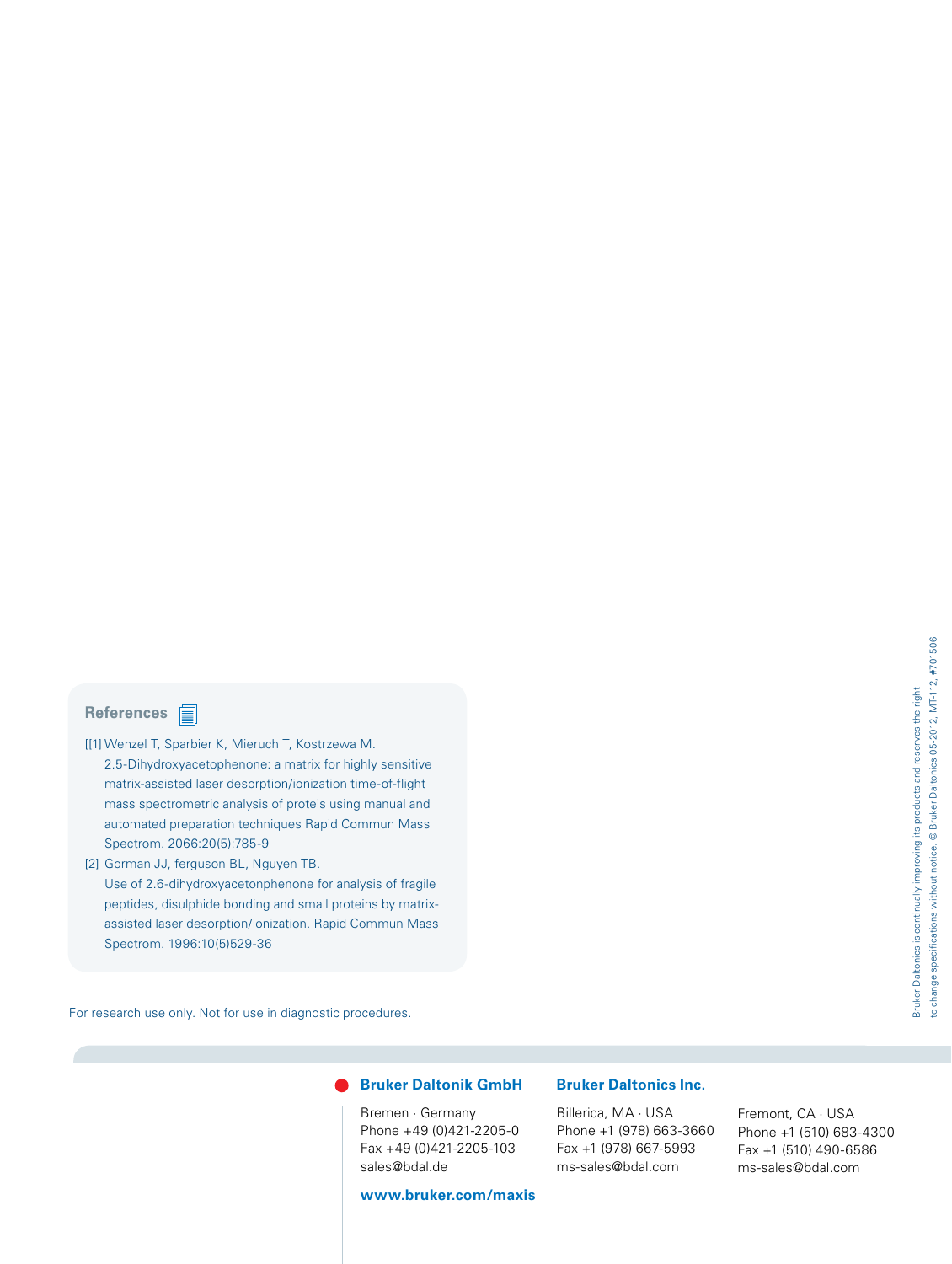## References

[[1] Wenzel T, Sparbier K, Mieruch T, Kostrzewa M. 2.5-Dihydroxyacetophenone: a matrix for highly sensitive matrix-assisted laser desorption/ionization time-of-flight mass spectrometric analysis of proteis using manual and automated preparation techniques Rapid Commun Mass Spectrom. 2066:20(5):785-9

[2] Gorman JJ, ferguson BL, Nguyen TB. Use of 2.6-dihydroxyacetonphenone for analysis of fragile peptides, disulphide bonding and small proteins by matrix-assisted laser desorption/ionization. Rapid Commun Mass Spectrom. 1996:10(5)529-36

For research use only. Not for use in diagnostic procedures.

Bruker Daltonics is continually improving its products and reserves the right to change specifications without notice. © Bruker Daltonics 05-2012, MT-112, #701506

**Bruker Daltonik GmbH**

Bremen · Germany
Phone +49 (0)421-2205-0
Fax +49 (0)421-2205-103
sales@bdal.de

**www.bruker.com/maxis**

**Bruker Daltonics Inc.**

Billerica, MA · USA
Phone +1 (978) 663-3660
Fax +1 (978) 667-5993
ms-sales@bdal.com

Fremont, CA · USA
Phone +1 (510) 683-4300
Fax +1 (510) 490-6586
ms-sales@bdal.com